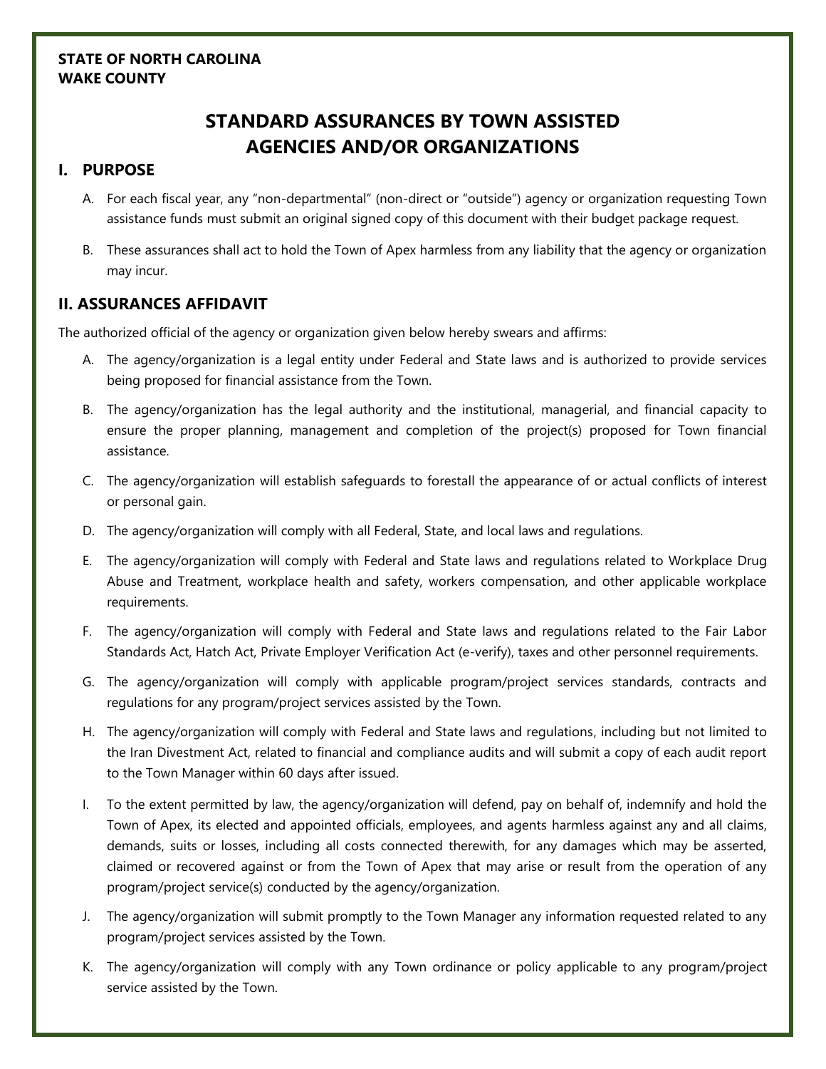**STATE OF NORTH CAROLINA**
**WAKE COUNTY**

# STANDARD ASSURANCES BY TOWN ASSISTED AGENCIES AND/OR ORGANIZATIONS

## I. PURPOSE

A. For each fiscal year, any "non-departmental" (non-direct or "outside") agency or organization requesting Town assistance funds must submit an original signed copy of this document with their budget package request.

B. These assurances shall act to hold the Town of Apex harmless from any liability that the agency or organization may incur.

## II. ASSURANCES AFFIDAVIT

The authorized official of the agency or organization given below hereby swears and affirms:

A. The agency/organization is a legal entity under Federal and State laws and is authorized to provide services being proposed for financial assistance from the Town.

B. The agency/organization has the legal authority and the institutional, managerial, and financial capacity to ensure the proper planning, management and completion of the project(s) proposed for Town financial assistance.

C. The agency/organization will establish safeguards to forestall the appearance of or actual conflicts of interest or personal gain.

D. The agency/organization will comply with all Federal, State, and local laws and regulations.

E. The agency/organization will comply with Federal and State laws and regulations related to Workplace Drug Abuse and Treatment, workplace health and safety, workers compensation, and other applicable workplace requirements.

F. The agency/organization will comply with Federal and State laws and regulations related to the Fair Labor Standards Act, Hatch Act, Private Employer Verification Act (e-verify), taxes and other personnel requirements.

G. The agency/organization will comply with applicable program/project services standards, contracts and regulations for any program/project services assisted by the Town.

H. The agency/organization will comply with Federal and State laws and regulations, including but not limited to the Iran Divestment Act, related to financial and compliance audits and will submit a copy of each audit report to the Town Manager within 60 days after issued.

I. To the extent permitted by law, the agency/organization will defend, pay on behalf of, indemnify and hold the Town of Apex, its elected and appointed officials, employees, and agents harmless against any and all claims, demands, suits or losses, including all costs connected therewith, for any damages which may be asserted, claimed or recovered against or from the Town of Apex that may arise or result from the operation of any program/project service(s) conducted by the agency/organization.

J. The agency/organization will submit promptly to the Town Manager any information requested related to any program/project services assisted by the Town.

K. The agency/organization will comply with any Town ordinance or policy applicable to any program/project service assisted by the Town.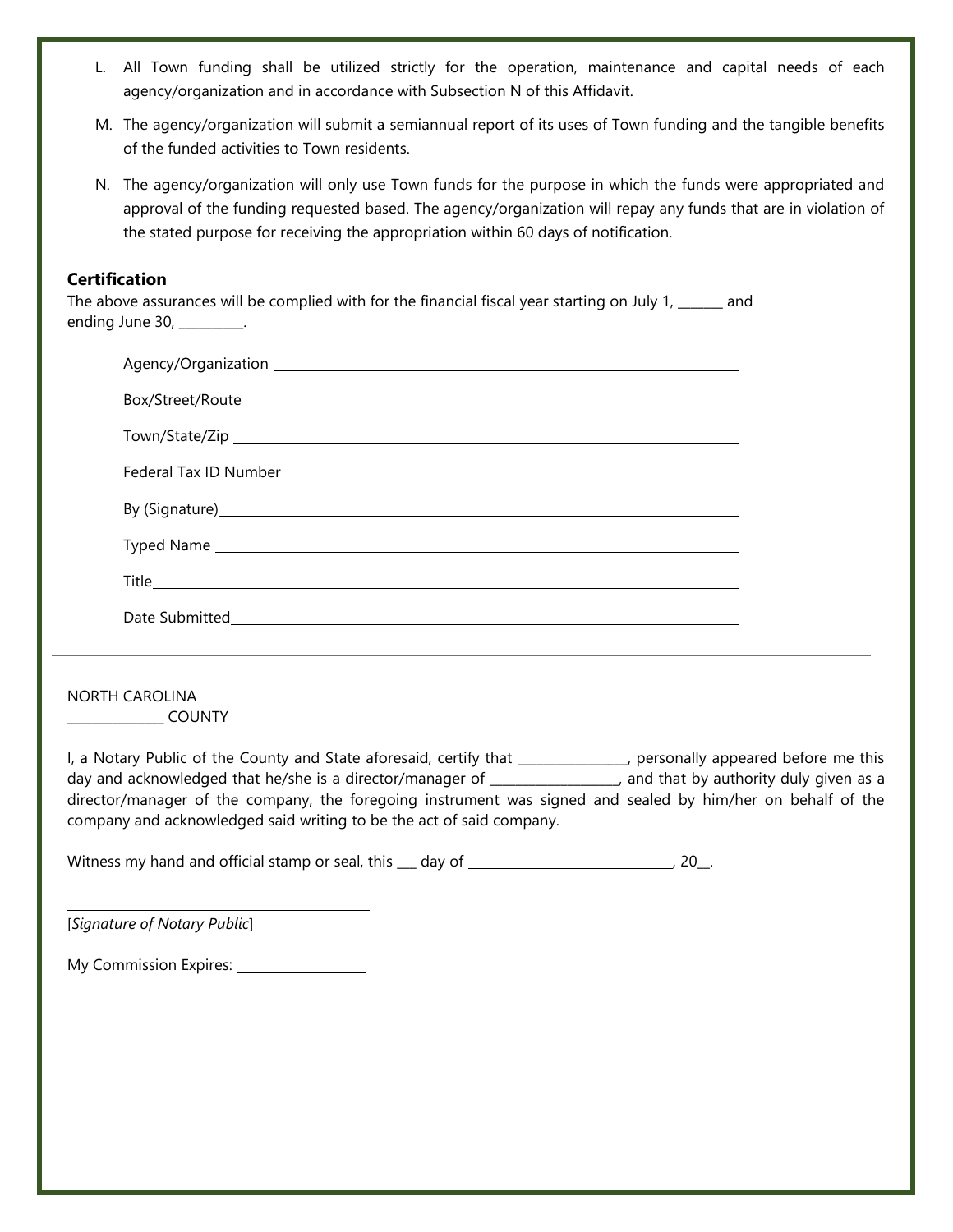L. All Town funding shall be utilized strictly for the operation, maintenance and capital needs of each agency/organization and in accordance with Subsection N of this Affidavit.

M. The agency/organization will submit a semiannual report of its uses of Town funding and the tangible benefits of the funded activities to Town residents.

N. The agency/organization will only use Town funds for the purpose in which the funds were appropriated and approval of the funding requested based. The agency/organization will repay any funds that are in violation of the stated purpose for receiving the appropriation within 60 days of notification.

**Certification**

The above assurances will be complied with for the financial fiscal year starting on July 1, _______ and ending June 30, _________.

Agency/Organization ______________________________

Box/Street/Route ______________________________

Town/State/Zip ______________________________

Federal Tax ID Number ______________________________

By (Signature) ______________________________

Typed Name ______________________________

Title ______________________________

Date Submitted ______________________________

---

NORTH CAROLINA
______________ COUNTY

I, a Notary Public of the County and State aforesaid, certify that ________________, personally appeared before me this day and acknowledged that he/she is a director/manager of ___________________, and that by authority duly given as a director/manager of the company, the foregoing instrument was signed and sealed by him/her on behalf of the company and acknowledged said writing to be the act of said company.

Witness my hand and official stamp or seal, this ___ day of ____________________________, 20__.

______________________________
[*Signature of Notary Public*]

My Commission Expires: ________________